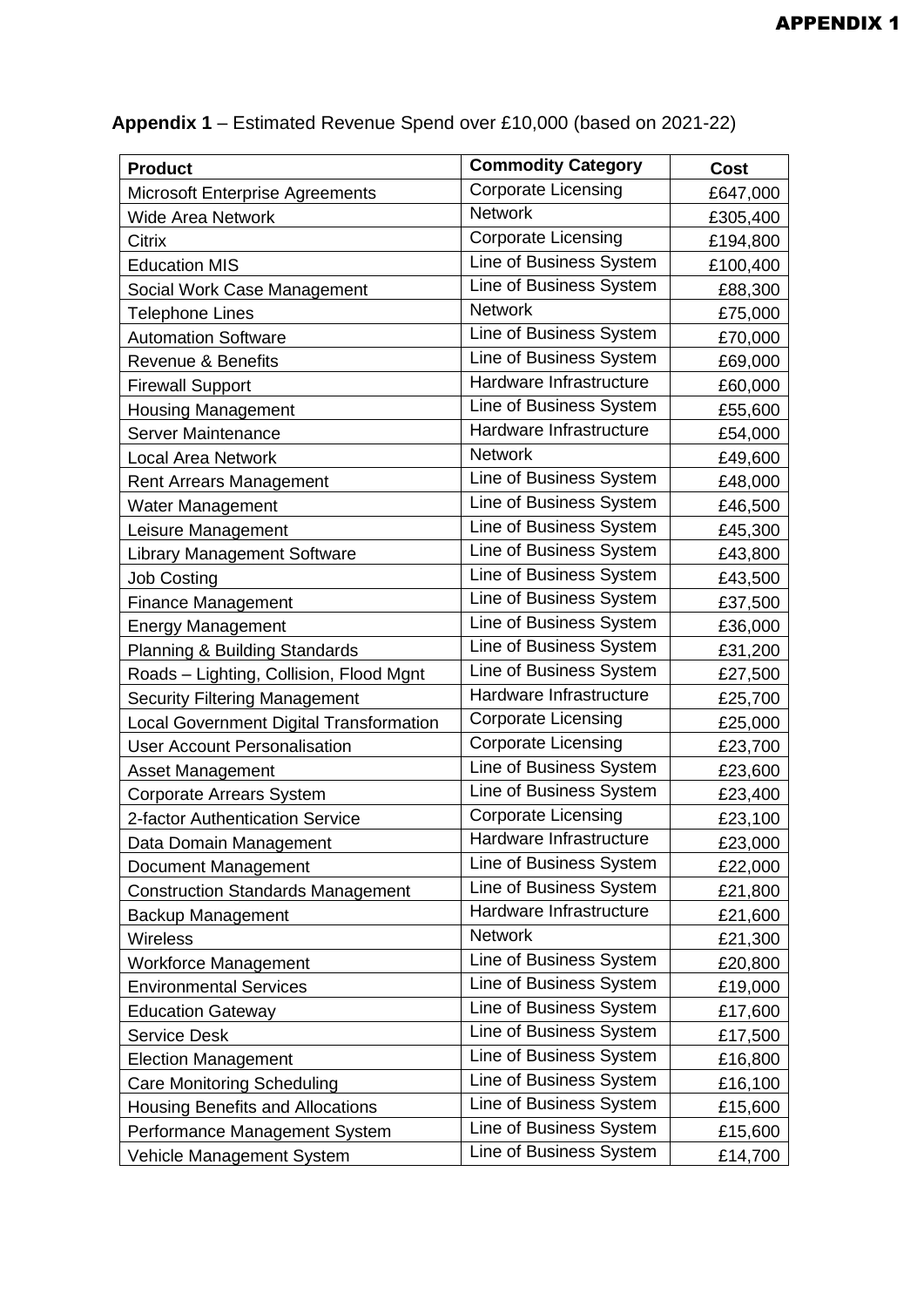**APPENDIX 1**

**Appendix 1** – Estimated Revenue Spend over £10,000 (based on 2021-22)

| **Product** | **Commodity Category** | **Cost** |
|---|---|---|
| Microsoft Enterprise Agreements | Corporate Licensing | £647,000 |
| Wide Area Network | Network | £305,400 |
| Citrix | Corporate Licensing | £194,800 |
| Education MIS | Line of Business System | £100,400 |
| Social Work Case Management | Line of Business System | £88,300 |
| Telephone Lines | Network | £75,000 |
| Automation Software | Line of Business System | £70,000 |
| Revenue & Benefits | Line of Business System | £69,000 |
| Firewall Support | Hardware Infrastructure | £60,000 |
| Housing Management | Line of Business System | £55,600 |
| Server Maintenance | Hardware Infrastructure | £54,000 |
| Local Area Network | Network | £49,600 |
| Rent Arrears Management | Line of Business System | £48,000 |
| Water Management | Line of Business System | £46,500 |
| Leisure Management | Line of Business System | £45,300 |
| Library Management Software | Line of Business System | £43,800 |
| Job Costing | Line of Business System | £43,500 |
| Finance Management | Line of Business System | £37,500 |
| Energy Management | Line of Business System | £36,000 |
| Planning & Building Standards | Line of Business System | £31,200 |
| Roads – Lighting, Collision, Flood Mgnt | Line of Business System | £27,500 |
| Security Filtering Management | Hardware Infrastructure | £25,700 |
| Local Government Digital Transformation | Corporate Licensing | £25,000 |
| User Account Personalisation | Corporate Licensing | £23,700 |
| Asset Management | Line of Business System | £23,600 |
| Corporate Arrears System | Line of Business System | £23,400 |
| 2-factor Authentication Service | Corporate Licensing | £23,100 |
| Data Domain Management | Hardware Infrastructure | £23,000 |
| Document Management | Line of Business System | £22,000 |
| Construction Standards Management | Line of Business System | £21,800 |
| Backup Management | Hardware Infrastructure | £21,600 |
| Wireless | Network | £21,300 |
| Workforce Management | Line of Business System | £20,800 |
| Environmental Services | Line of Business System | £19,000 |
| Education Gateway | Line of Business System | £17,600 |
| Service Desk | Line of Business System | £17,500 |
| Election Management | Line of Business System | £16,800 |
| Care Monitoring Scheduling | Line of Business System | £16,100 |
| Housing Benefits and Allocations | Line of Business System | £15,600 |
| Performance Management System | Line of Business System | £15,600 |
| Vehicle Management System | Line of Business System | £14,700 |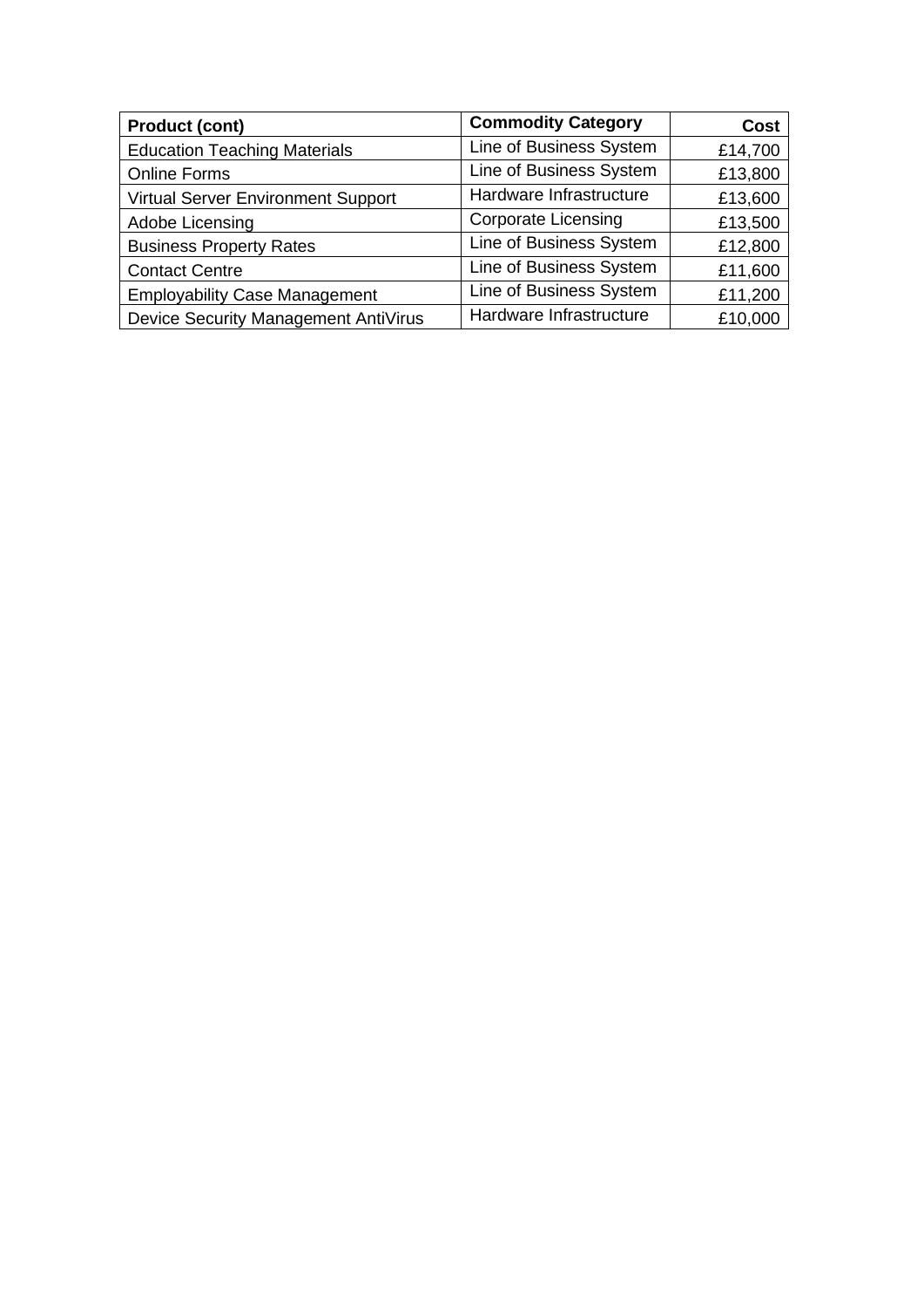| Product (cont) | Commodity Category | Cost |
|---|---|---|
| Education Teaching Materials | Line of Business System | £14,700 |
| Online Forms | Line of Business System | £13,800 |
| Virtual Server Environment Support | Hardware Infrastructure | £13,600 |
| Adobe Licensing | Corporate Licensing | £13,500 |
| Business Property Rates | Line of Business System | £12,800 |
| Contact Centre | Line of Business System | £11,600 |
| Employability Case Management | Line of Business System | £11,200 |
| Device Security Management AntiVirus | Hardware Infrastructure | £10,000 |